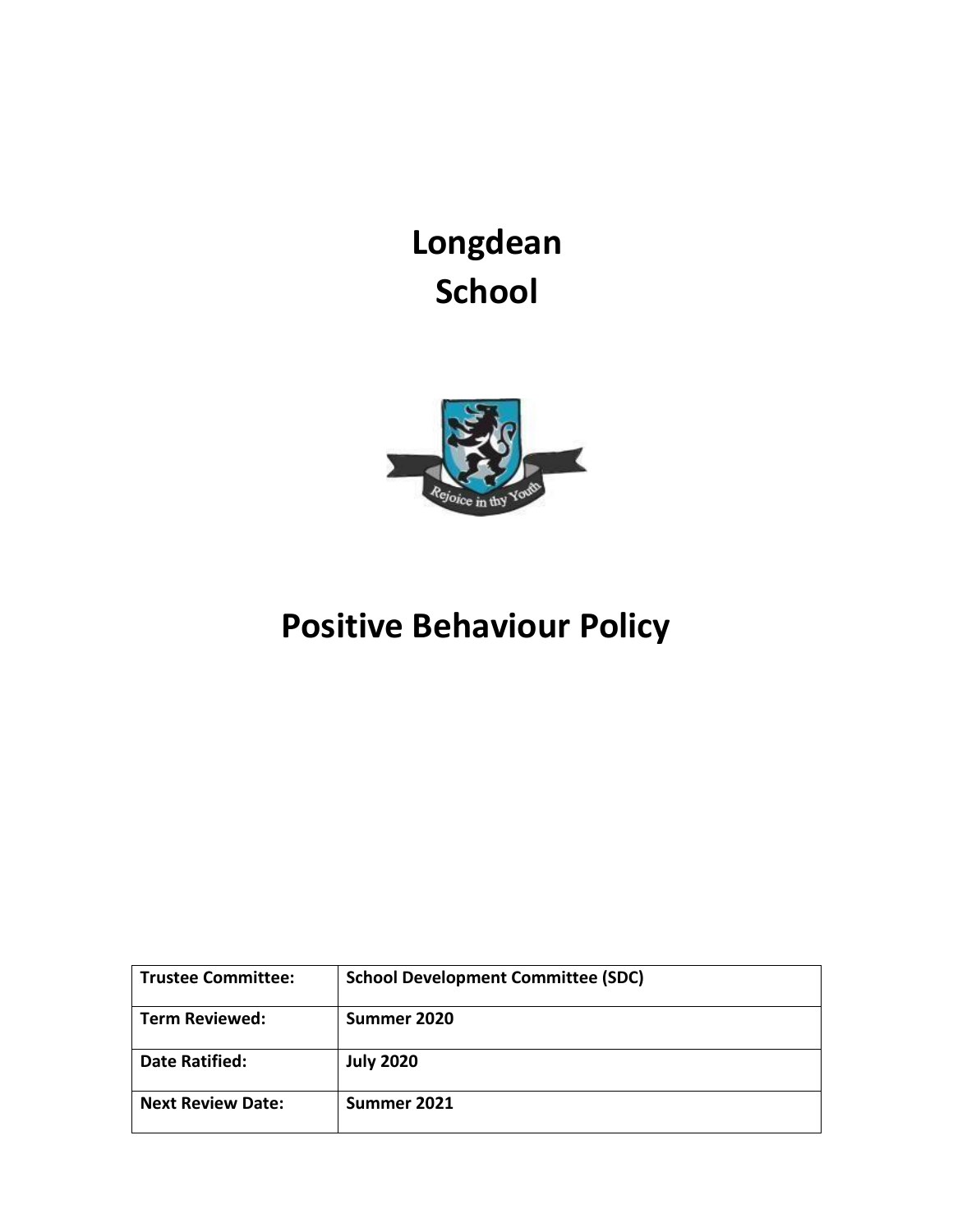# Longdean School

# Positive Behaviour Policy

| Trustee Committee: | School Development Committee (SDC) |
|---|---|
| Term Reviewed: | Summer 2020 |
| Date Ratified: | July 2020 |
| Next Review Date: | Summer 2021 |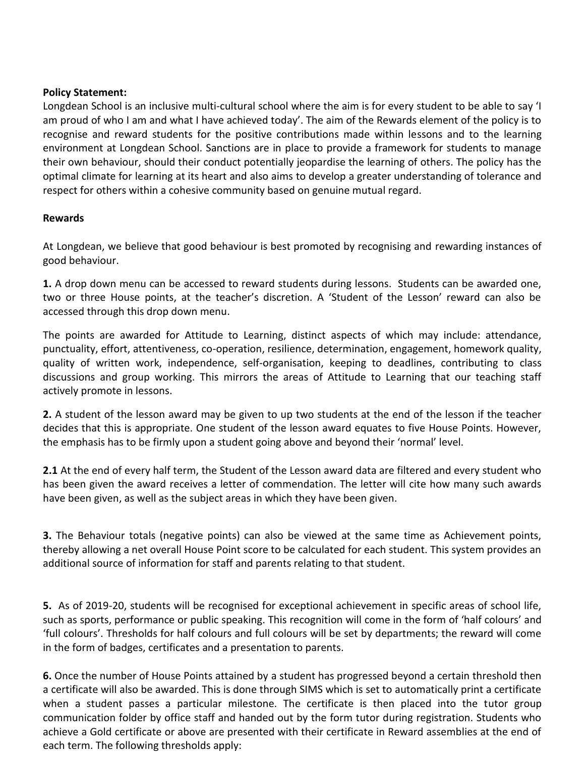**Policy Statement:**
Longdean School is an inclusive multi-cultural school where the aim is for every student to be able to say 'I am proud of who I am and what I have achieved today'. The aim of the Rewards element of the policy is to recognise and reward students for the positive contributions made within lessons and to the learning environment at Longdean School. Sanctions are in place to provide a framework for students to manage their own behaviour, should their conduct potentially jeopardise the learning of others. The policy has the optimal climate for learning at its heart and also aims to develop a greater understanding of tolerance and respect for others within a cohesive community based on genuine mutual regard.

**Rewards**

At Longdean, we believe that good behaviour is best promoted by recognising and rewarding instances of good behaviour.

**1.** A drop down menu can be accessed to reward students during lessons. Students can be awarded one, two or three House points, at the teacher's discretion. A 'Student of the Lesson' reward can also be accessed through this drop down menu.

The points are awarded for Attitude to Learning, distinct aspects of which may include: attendance, punctuality, effort, attentiveness, co-operation, resilience, determination, engagement, homework quality, quality of written work, independence, self-organisation, keeping to deadlines, contributing to class discussions and group working. This mirrors the areas of Attitude to Learning that our teaching staff actively promote in lessons.

**2.** A student of the lesson award may be given to up two students at the end of the lesson if the teacher decides that this is appropriate. One student of the lesson award equates to five House Points. However, the emphasis has to be firmly upon a student going above and beyond their 'normal' level.

**2.1** At the end of every half term, the Student of the Lesson award data are filtered and every student who has been given the award receives a letter of commendation. The letter will cite how many such awards have been given, as well as the subject areas in which they have been given.

**3.** The Behaviour totals (negative points) can also be viewed at the same time as Achievement points, thereby allowing a net overall House Point score to be calculated for each student. This system provides an additional source of information for staff and parents relating to that student.

**5.** As of 2019-20, students will be recognised for exceptional achievement in specific areas of school life, such as sports, performance or public speaking. This recognition will come in the form of 'half colours' and 'full colours'. Thresholds for half colours and full colours will be set by departments; the reward will come in the form of badges, certificates and a presentation to parents.

**6.** Once the number of House Points attained by a student has progressed beyond a certain threshold then a certificate will also be awarded. This is done through SIMS which is set to automatically print a certificate when a student passes a particular milestone. The certificate is then placed into the tutor group communication folder by office staff and handed out by the form tutor during registration. Students who achieve a Gold certificate or above are presented with their certificate in Reward assemblies at the end of each term. The following thresholds apply: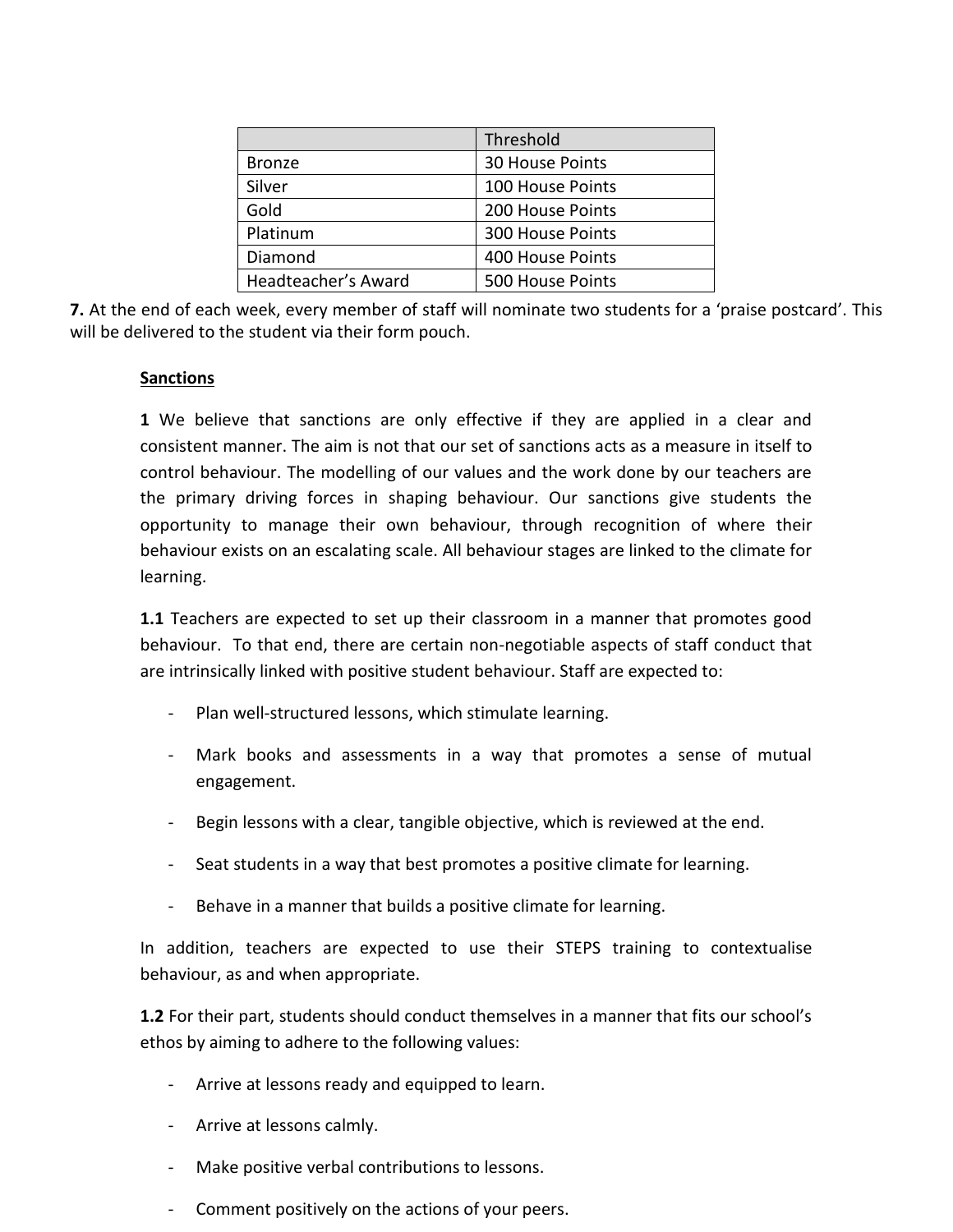| | Threshold |
|---|---|
| Bronze | 30 House Points |
| Silver | 100 House Points |
| Gold | 200 House Points |
| Platinum | 300 House Points |
| Diamond | 400 House Points |
| Headteacher's Award | 500 House Points |

**7.** At the end of each week, every member of staff will nominate two students for a 'praise postcard'. This will be delivered to the student via their form pouch.

## Sanctions

**1** We believe that sanctions are only effective if they are applied in a clear and consistent manner. The aim is not that our set of sanctions acts as a measure in itself to control behaviour. The modelling of our values and the work done by our teachers are the primary driving forces in shaping behaviour. Our sanctions give students the opportunity to manage their own behaviour, through recognition of where their behaviour exists on an escalating scale. All behaviour stages are linked to the climate for learning.

**1.1** Teachers are expected to set up their classroom in a manner that promotes good behaviour. To that end, there are certain non-negotiable aspects of staff conduct that are intrinsically linked with positive student behaviour. Staff are expected to:

- Plan well-structured lessons, which stimulate learning.
- Mark books and assessments in a way that promotes a sense of mutual engagement.
- Begin lessons with a clear, tangible objective, which is reviewed at the end.
- Seat students in a way that best promotes a positive climate for learning.
- Behave in a manner that builds a positive climate for learning.

In addition, teachers are expected to use their STEPS training to contextualise behaviour, as and when appropriate.

**1.2** For their part, students should conduct themselves in a manner that fits our school's ethos by aiming to adhere to the following values:

- Arrive at lessons ready and equipped to learn.
- Arrive at lessons calmly.
- Make positive verbal contributions to lessons.
- Comment positively on the actions of your peers.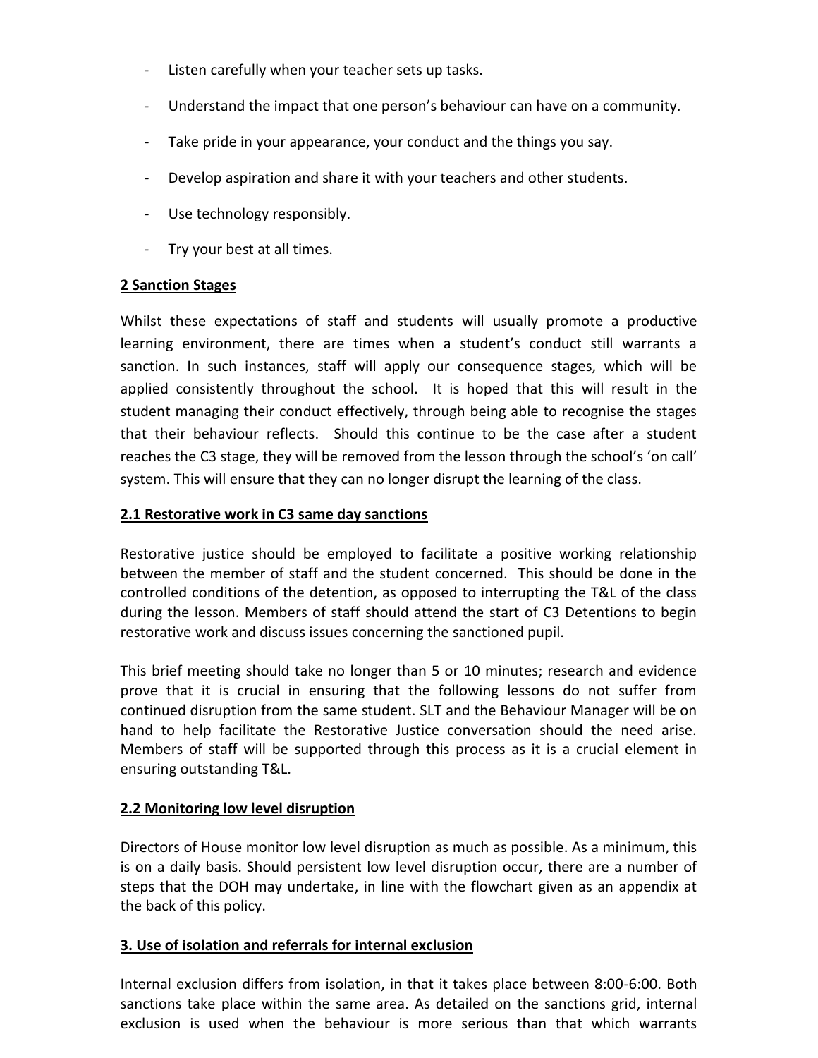- Listen carefully when your teacher sets up tasks.
- Understand the impact that one person's behaviour can have on a community.
- Take pride in your appearance, your conduct and the things you say.
- Develop aspiration and share it with your teachers and other students.
- Use technology responsibly.
- Try your best at all times.

## 2 Sanction Stages

Whilst these expectations of staff and students will usually promote a productive learning environment, there are times when a student's conduct still warrants a sanction. In such instances, staff will apply our consequence stages, which will be applied consistently throughout the school. It is hoped that this will result in the student managing their conduct effectively, through being able to recognise the stages that their behaviour reflects. Should this continue to be the case after a student reaches the C3 stage, they will be removed from the lesson through the school's 'on call' system. This will ensure that they can no longer disrupt the learning of the class.

### 2.1 Restorative work in C3 same day sanctions

Restorative justice should be employed to facilitate a positive working relationship between the member of staff and the student concerned. This should be done in the controlled conditions of the detention, as opposed to interrupting the T&L of the class during the lesson. Members of staff should attend the start of C3 Detentions to begin restorative work and discuss issues concerning the sanctioned pupil.

This brief meeting should take no longer than 5 or 10 minutes; research and evidence prove that it is crucial in ensuring that the following lessons do not suffer from continued disruption from the same student. SLT and the Behaviour Manager will be on hand to help facilitate the Restorative Justice conversation should the need arise. Members of staff will be supported through this process as it is a crucial element in ensuring outstanding T&L.

### 2.2 Monitoring low level disruption

Directors of House monitor low level disruption as much as possible. As a minimum, this is on a daily basis. Should persistent low level disruption occur, there are a number of steps that the DOH may undertake, in line with the flowchart given as an appendix at the back of this policy.

## 3. Use of isolation and referrals for internal exclusion

Internal exclusion differs from isolation, in that it takes place between 8:00-6:00. Both sanctions take place within the same area. As detailed on the sanctions grid, internal exclusion is used when the behaviour is more serious than that which warrants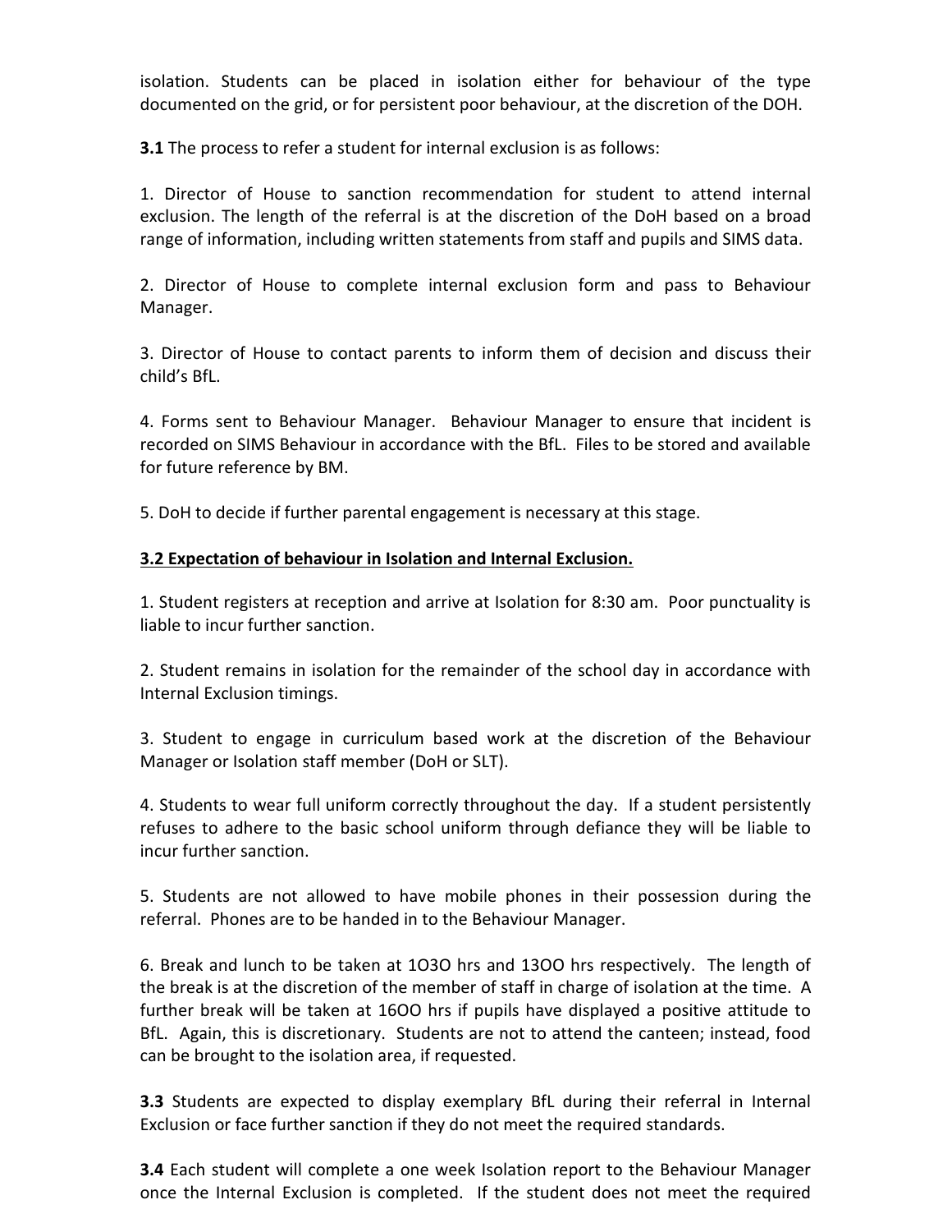isolation. Students can be placed in isolation either for behaviour of the type documented on the grid, or for persistent poor behaviour, at the discretion of the DOH.

**3.1** The process to refer a student for internal exclusion is as follows:

1. Director of House to sanction recommendation for student to attend internal exclusion. The length of the referral is at the discretion of the DoH based on a broad range of information, including written statements from staff and pupils and SIMS data.

2. Director of House to complete internal exclusion form and pass to Behaviour Manager.

3. Director of House to contact parents to inform them of decision and discuss their child's BfL.

4. Forms sent to Behaviour Manager. Behaviour Manager to ensure that incident is recorded on SIMS Behaviour in accordance with the BfL. Files to be stored and available for future reference by BM.

5. DoH to decide if further parental engagement is necessary at this stage.

**<u>3.2 Expectation of behaviour in Isolation and Internal Exclusion.</u>**

1. Student registers at reception and arrive at Isolation for 8:30 am. Poor punctuality is liable to incur further sanction.

2. Student remains in isolation for the remainder of the school day in accordance with Internal Exclusion timings.

3. Student to engage in curriculum based work at the discretion of the Behaviour Manager or Isolation staff member (DoH or SLT).

4. Students to wear full uniform correctly throughout the day. If a student persistently refuses to adhere to the basic school uniform through defiance they will be liable to incur further sanction.

5. Students are not allowed to have mobile phones in their possession during the referral. Phones are to be handed in to the Behaviour Manager.

6. Break and lunch to be taken at 1O3O hrs and 13OO hrs respectively. The length of the break is at the discretion of the member of staff in charge of isolation at the time. A further break will be taken at 16OO hrs if pupils have displayed a positive attitude to BfL. Again, this is discretionary. Students are not to attend the canteen; instead, food can be brought to the isolation area, if requested.

**3.3** Students are expected to display exemplary BfL during their referral in Internal Exclusion or face further sanction if they do not meet the required standards.

**3.4** Each student will complete a one week Isolation report to the Behaviour Manager once the Internal Exclusion is completed. If the student does not meet the required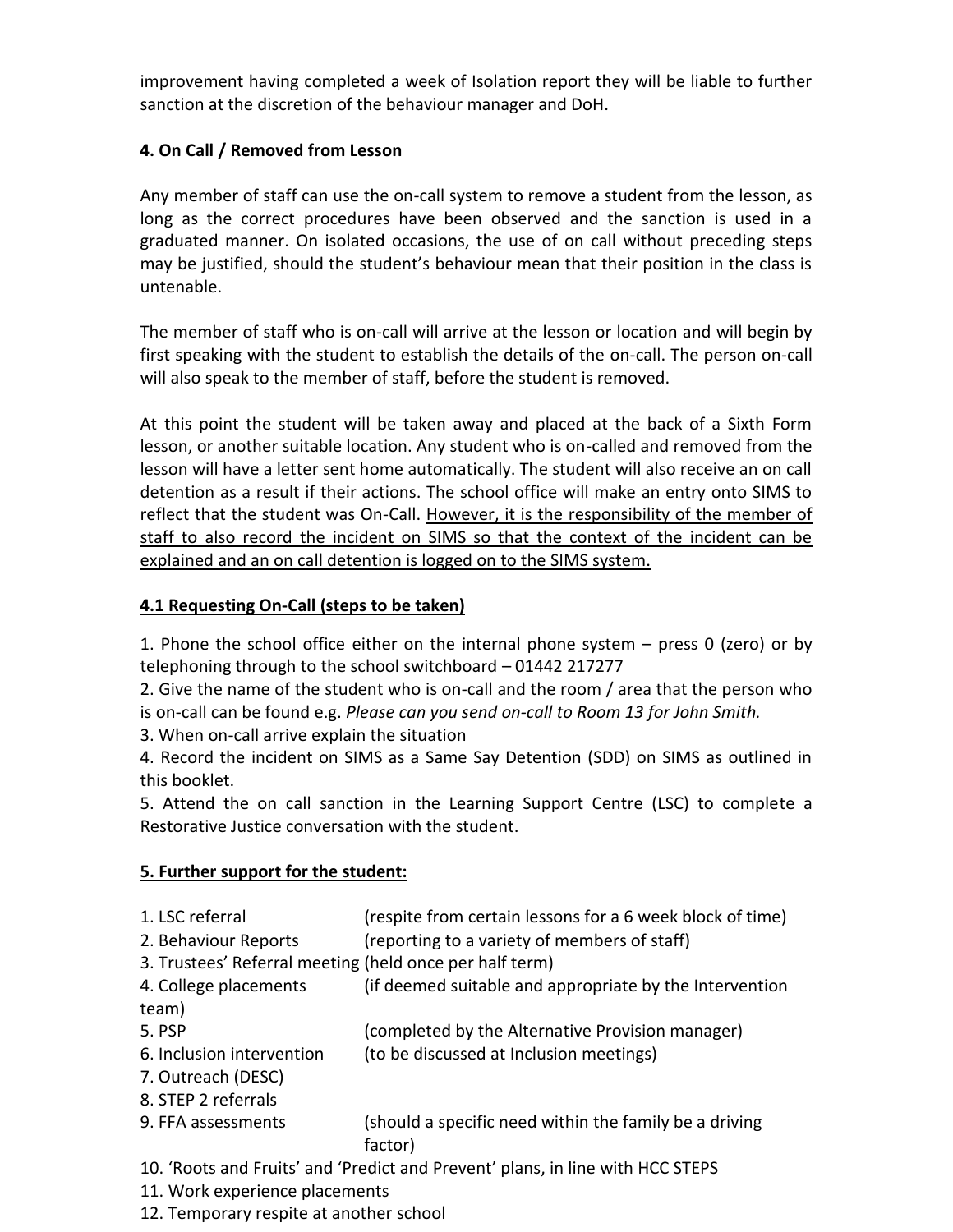improvement having completed a week of Isolation report they will be liable to further sanction at the discretion of the behaviour manager and DoH.

**4. On Call / Removed from Lesson**

Any member of staff can use the on-call system to remove a student from the lesson, as long as the correct procedures have been observed and the sanction is used in a graduated manner. On isolated occasions, the use of on call without preceding steps may be justified, should the student's behaviour mean that their position in the class is untenable.

The member of staff who is on-call will arrive at the lesson or location and will begin by first speaking with the student to establish the details of the on-call. The person on-call will also speak to the member of staff, before the student is removed.

At this point the student will be taken away and placed at the back of a Sixth Form lesson, or another suitable location. Any student who is on-called and removed from the lesson will have a letter sent home automatically. The student will also receive an on call detention as a result if their actions. The school office will make an entry onto SIMS to reflect that the student was On-Call. <u>However, it is the responsibility of the member of staff to also record the incident on SIMS so that the context of the incident can be explained and an on call detention is logged on to the SIMS system.</u>

**4.1 Requesting On-Call (steps to be taken)**

1. Phone the school office either on the internal phone system – press 0 (zero) or by telephoning through to the school switchboard – 01442 217277
2. Give the name of the student who is on-call and the room / area that the person who is on-call can be found e.g. *Please can you send on-call to Room 13 for John Smith.*
3. When on-call arrive explain the situation
4. Record the incident on SIMS as a Same Say Detention (SDD) on SIMS as outlined in this booklet.
5. Attend the on call sanction in the Learning Support Centre (LSC) to complete a Restorative Justice conversation with the student.

**5. Further support for the student:**

1. LSC referral (respite from certain lessons for a 6 week block of time)
2. Behaviour Reports (reporting to a variety of members of staff)
3. Trustees' Referral meeting (held once per half term)
4. College placements (if deemed suitable and appropriate by the Intervention team)
5. PSP (completed by the Alternative Provision manager)
6. Inclusion intervention (to be discussed at Inclusion meetings)
7. Outreach (DESC)
8. STEP 2 referrals
9. FFA assessments (should a specific need within the family be a driving factor)
10. 'Roots and Fruits' and 'Predict and Prevent' plans, in line with HCC STEPS
11. Work experience placements
12. Temporary respite at another school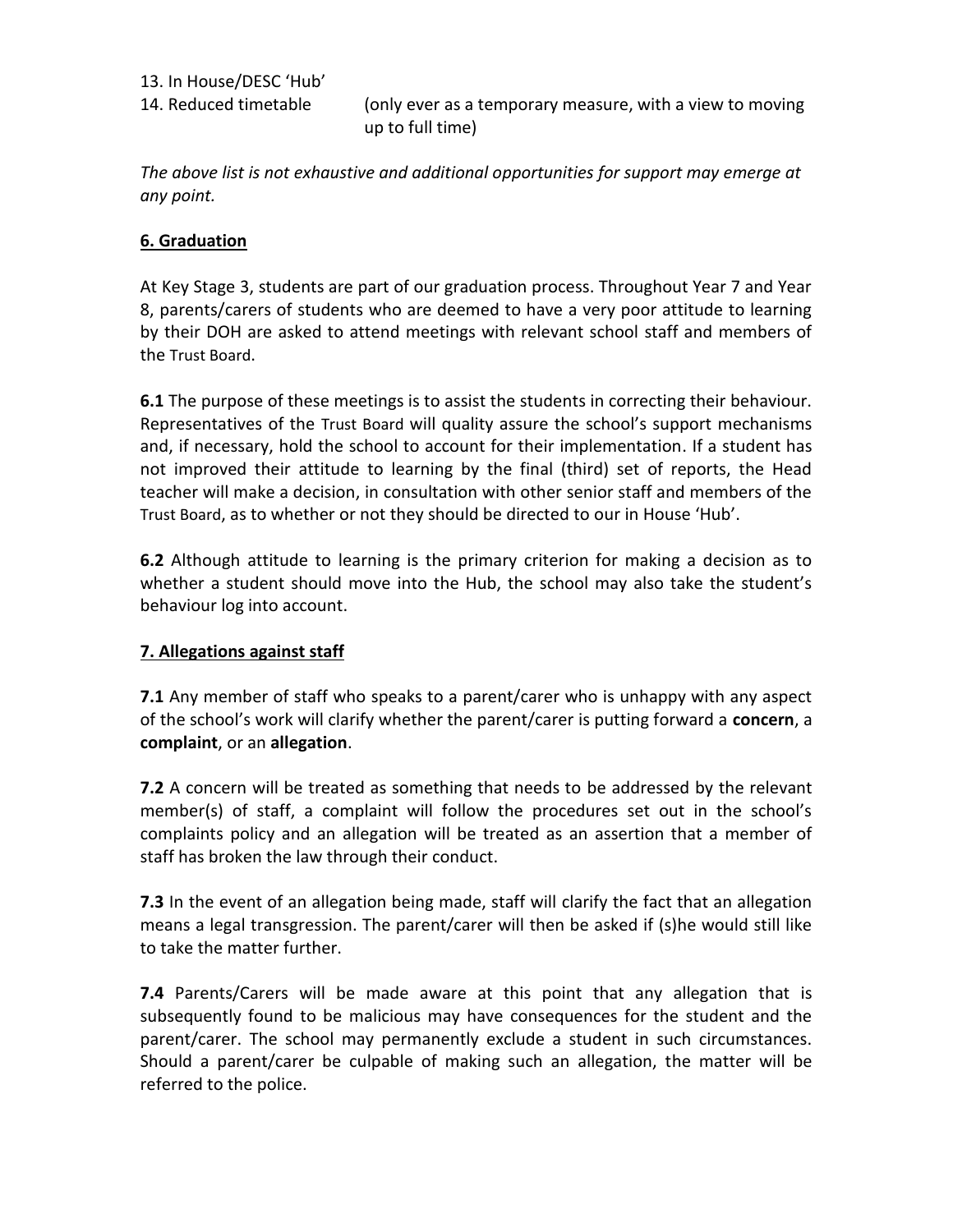13. In House/DESC 'Hub'
14. Reduced timetable (only ever as a temporary measure, with a view to moving up to full time)

*The above list is not exhaustive and additional opportunities for support may emerge at any point.*

## 6. Graduation

At Key Stage 3, students are part of our graduation process. Throughout Year 7 and Year 8, parents/carers of students who are deemed to have a very poor attitude to learning by their DOH are asked to attend meetings with relevant school staff and members of the Trust Board.

**6.1** The purpose of these meetings is to assist the students in correcting their behaviour. Representatives of the Trust Board will quality assure the school's support mechanisms and, if necessary, hold the school to account for their implementation. If a student has not improved their attitude to learning by the final (third) set of reports, the Head teacher will make a decision, in consultation with other senior staff and members of the Trust Board, as to whether or not they should be directed to our in House 'Hub'.

**6.2** Although attitude to learning is the primary criterion for making a decision as to whether a student should move into the Hub, the school may also take the student's behaviour log into account.

## 7. Allegations against staff

**7.1** Any member of staff who speaks to a parent/carer who is unhappy with any aspect of the school's work will clarify whether the parent/carer is putting forward a **concern**, a **complaint**, or an **allegation**.

**7.2** A concern will be treated as something that needs to be addressed by the relevant member(s) of staff, a complaint will follow the procedures set out in the school's complaints policy and an allegation will be treated as an assertion that a member of staff has broken the law through their conduct.

**7.3** In the event of an allegation being made, staff will clarify the fact that an allegation means a legal transgression. The parent/carer will then be asked if (s)he would still like to take the matter further.

**7.4** Parents/Carers will be made aware at this point that any allegation that is subsequently found to be malicious may have consequences for the student and the parent/carer. The school may permanently exclude a student in such circumstances. Should a parent/carer be culpable of making such an allegation, the matter will be referred to the police.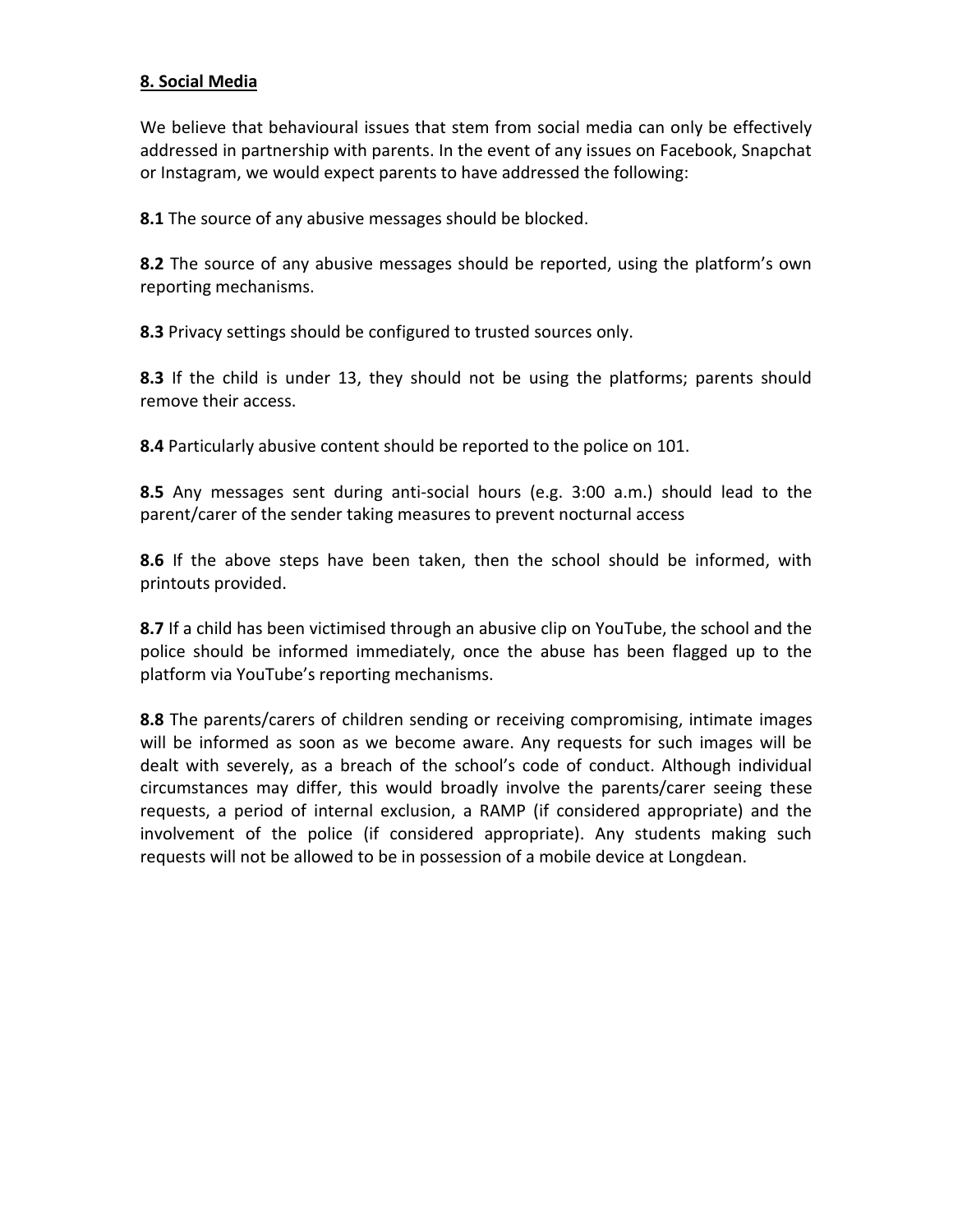**8. Social Media**

We believe that behavioural issues that stem from social media can only be effectively addressed in partnership with parents. In the event of any issues on Facebook, Snapchat or Instagram, we would expect parents to have addressed the following:

**8.1** The source of any abusive messages should be blocked.

**8.2** The source of any abusive messages should be reported, using the platform's own reporting mechanisms.

**8.3** Privacy settings should be configured to trusted sources only.

**8.3** If the child is under 13, they should not be using the platforms; parents should remove their access.

**8.4** Particularly abusive content should be reported to the police on 101.

**8.5** Any messages sent during anti-social hours (e.g. 3:00 a.m.) should lead to the parent/carer of the sender taking measures to prevent nocturnal access

**8.6** If the above steps have been taken, then the school should be informed, with printouts provided.

**8.7** If a child has been victimised through an abusive clip on YouTube, the school and the police should be informed immediately, once the abuse has been flagged up to the platform via YouTube's reporting mechanisms.

**8.8** The parents/carers of children sending or receiving compromising, intimate images will be informed as soon as we become aware. Any requests for such images will be dealt with severely, as a breach of the school's code of conduct. Although individual circumstances may differ, this would broadly involve the parents/carer seeing these requests, a period of internal exclusion, a RAMP (if considered appropriate) and the involvement of the police (if considered appropriate). Any students making such requests will not be allowed to be in possession of a mobile device at Longdean.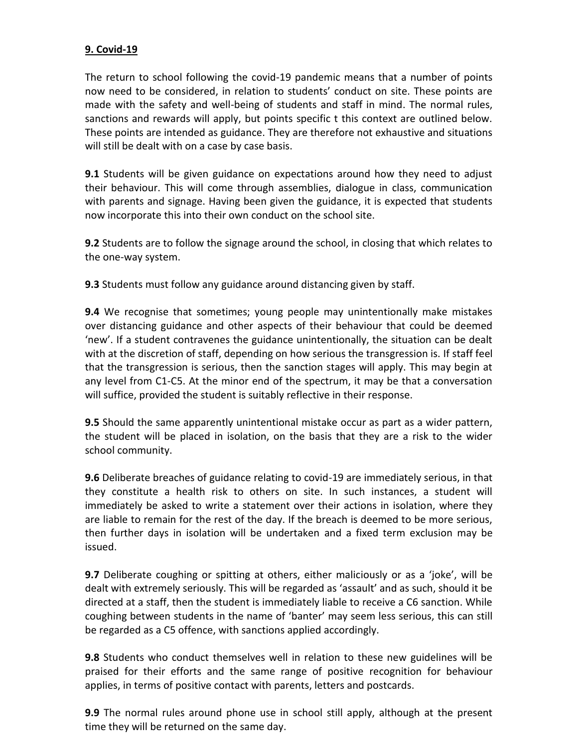**9. Covid-19**

The return to school following the covid-19 pandemic means that a number of points now need to be considered, in relation to students' conduct on site. These points are made with the safety and well-being of students and staff in mind. The normal rules, sanctions and rewards will apply, but points specific t this context are outlined below. These points are intended as guidance. They are therefore not exhaustive and situations will still be dealt with on a case by case basis.

**9.1** Students will be given guidance on expectations around how they need to adjust their behaviour. This will come through assemblies, dialogue in class, communication with parents and signage. Having been given the guidance, it is expected that students now incorporate this into their own conduct on the school site.

**9.2** Students are to follow the signage around the school, in closing that which relates to the one-way system.

**9.3** Students must follow any guidance around distancing given by staff.

**9.4** We recognise that sometimes; young people may unintentionally make mistakes over distancing guidance and other aspects of their behaviour that could be deemed 'new'. If a student contravenes the guidance unintentionally, the situation can be dealt with at the discretion of staff, depending on how serious the transgression is. If staff feel that the transgression is serious, then the sanction stages will apply. This may begin at any level from C1-C5. At the minor end of the spectrum, it may be that a conversation will suffice, provided the student is suitably reflective in their response.

**9.5** Should the same apparently unintentional mistake occur as part as a wider pattern, the student will be placed in isolation, on the basis that they are a risk to the wider school community.

**9.6** Deliberate breaches of guidance relating to covid-19 are immediately serious, in that they constitute a health risk to others on site. In such instances, a student will immediately be asked to write a statement over their actions in isolation, where they are liable to remain for the rest of the day. If the breach is deemed to be more serious, then further days in isolation will be undertaken and a fixed term exclusion may be issued.

**9.7** Deliberate coughing or spitting at others, either maliciously or as a 'joke', will be dealt with extremely seriously. This will be regarded as 'assault' and as such, should it be directed at a staff, then the student is immediately liable to receive a C6 sanction. While coughing between students in the name of 'banter' may seem less serious, this can still be regarded as a C5 offence, with sanctions applied accordingly.

**9.8** Students who conduct themselves well in relation to these new guidelines will be praised for their efforts and the same range of positive recognition for behaviour applies, in terms of positive contact with parents, letters and postcards.

**9.9** The normal rules around phone use in school still apply, although at the present time they will be returned on the same day.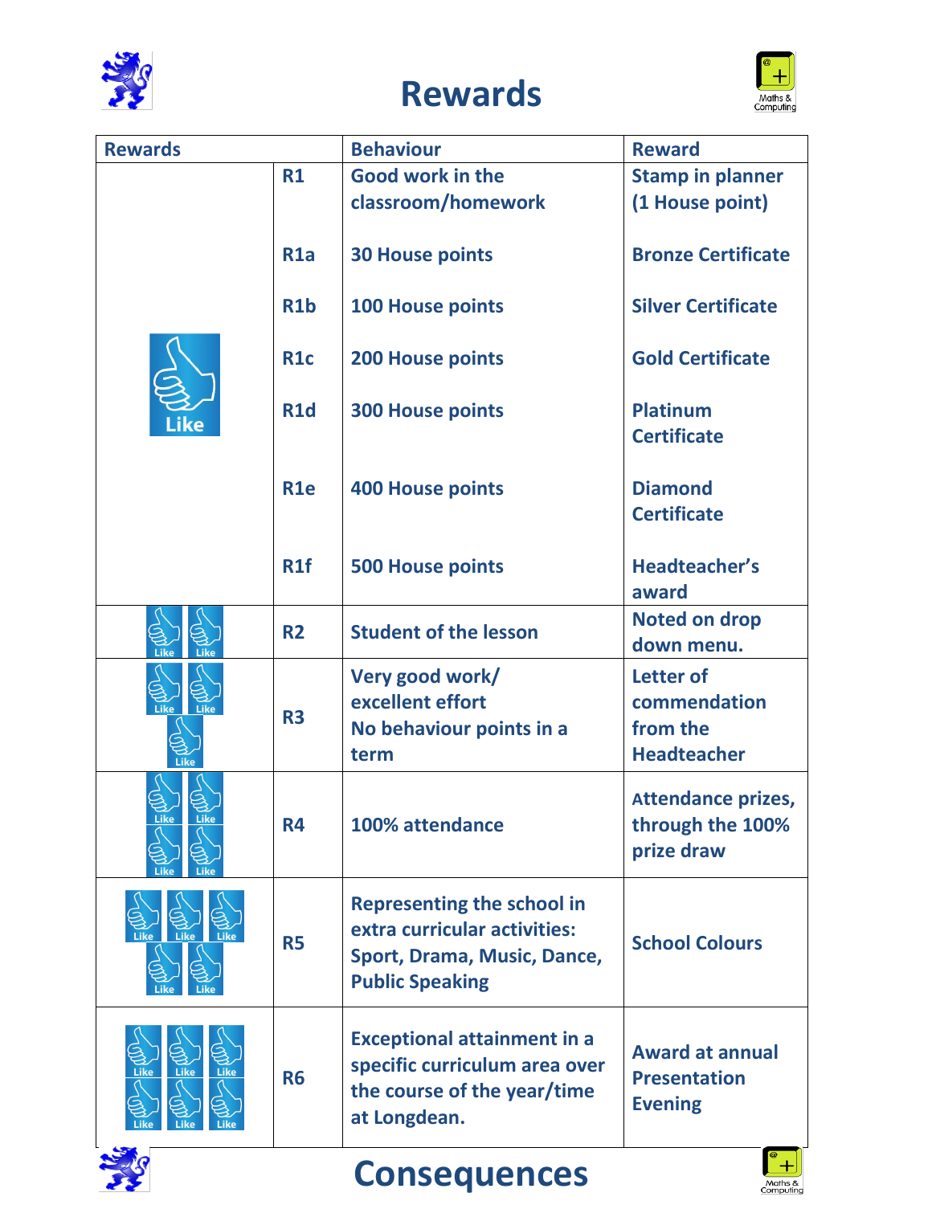# Rewards

| Rewards | | Behaviour | Reward |
|---|---|---|---|
| | R1 | Good work in the classroom/homework | Stamp in planner (1 House point) |
| | R1a | 30 House points | Bronze Certificate |
| | R1b | 100 House points | Silver Certificate |
| | R1c | 200 House points | Gold Certificate |
| | R1d | 300 House points | Platinum Certificate |
| | R1e | 400 House points | Diamond Certificate |
| | R1f | 500 House points | Headteacher's award |
| | R2 | Student of the lesson | Noted on drop down menu. |
| | R3 | Very good work/ excellent effort<br>No behaviour points in a term | Letter of commendation from the Headteacher |
| | R4 | 100% attendance | Attendance prizes, through the 100% prize draw |
| | R5 | Representing the school in extra curricular activities: Sport, Drama, Music, Dance, Public Speaking | School Colours |
| | R6 | Exceptional attainment in a specific curriculum area over the course of the year/time at Longdean. | Award at annual Presentation Evening |

# Consequences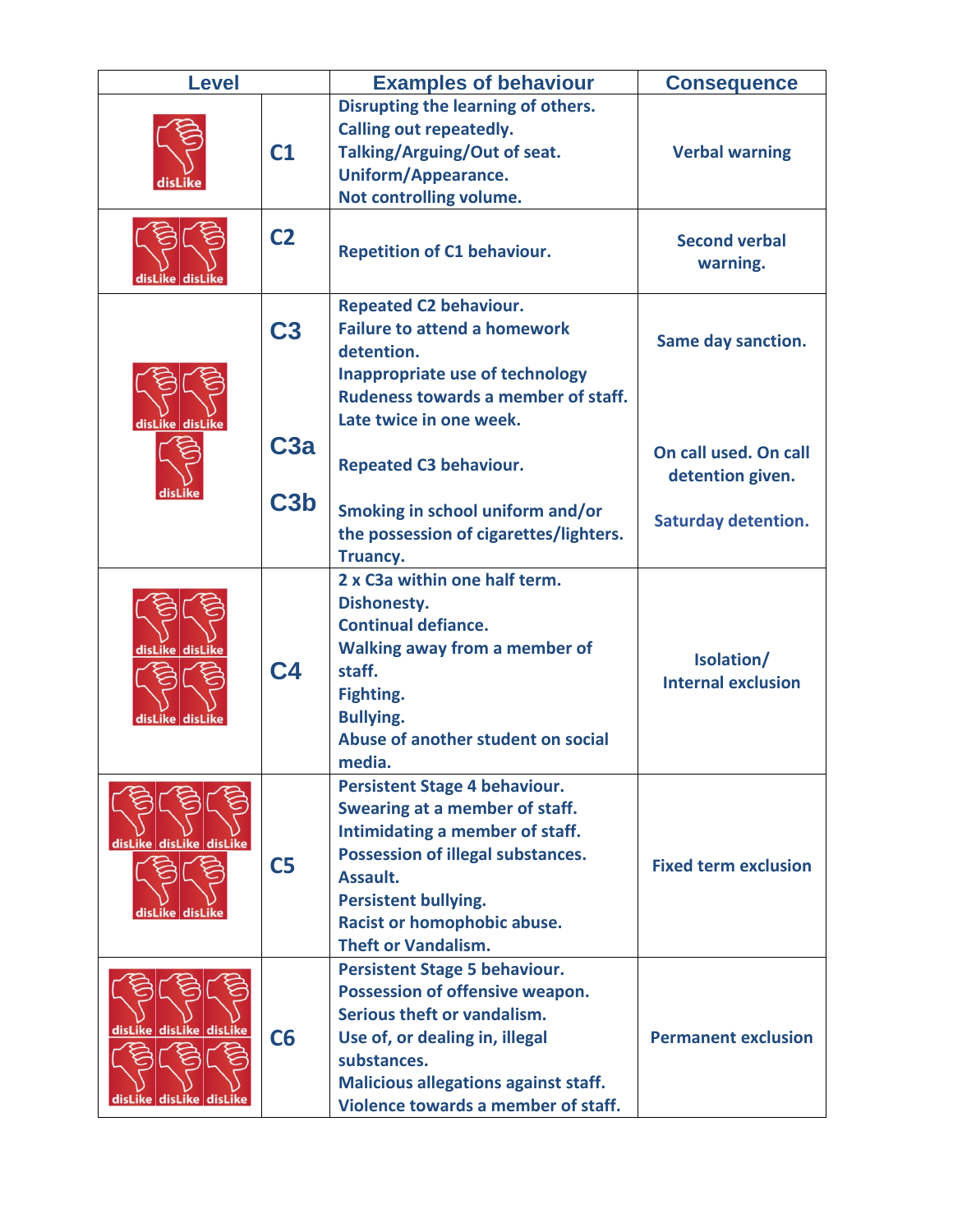| Level | | Examples of behaviour | Consequence |
| --- | --- | --- | --- |
| | C1 | Disrupting the learning of others.<br>Calling out repeatedly.<br>Talking/Arguing/Out of seat.<br>Uniform/Appearance.<br>Not controlling volume. | Verbal warning |
| | C2 | Repetition of C1 behaviour. | Second verbal warning. |
| | C3 | Repeated C2 behaviour.<br>Failure to attend a homework detention.<br>Inappropriate use of technology<br>Rudeness towards a member of staff.<br>Late twice in one week. | Same day sanction. |
| | C3a | Repeated C3 behaviour. | On call used. On call detention given. |
| | C3b | Smoking in school uniform and/or the possession of cigarettes/lighters.<br>Truancy. | Saturday detention. |
| | C4 | 2 x C3a within one half term.<br>Dishonesty.<br>Continual defiance.<br>Walking away from a member of staff.<br>Fighting.<br>Bullying.<br>Abuse of another student on social media. | Isolation/<br>Internal exclusion |
| | C5 | Persistent Stage 4 behaviour.<br>Swearing at a member of staff.<br>Intimidating a member of staff.<br>Possession of illegal substances.<br>Assault.<br>Persistent bullying.<br>Racist or homophobic abuse.<br>Theft or Vandalism. | Fixed term exclusion |
| | C6 | Persistent Stage 5 behaviour.<br>Possession of offensive weapon.<br>Serious theft or vandalism.<br>Use of, or dealing in, illegal substances.<br>Malicious allegations against staff.<br>Violence towards a member of staff. | Permanent exclusion |